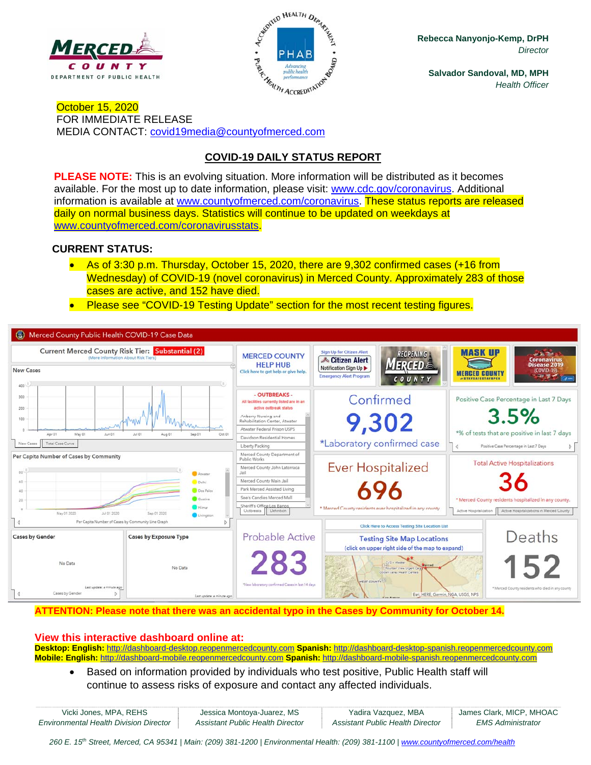MERCED COUNTY
DEPARTMENT OF PUBLIC HEALTH

**Rebecca Nanyonjo-Kemp, DrPH**
*Director*

**Salvador Sandoval, MD, MPH**
*Health Officer*

October 15, 2020
FOR IMMEDIATE RELEASE
MEDIA CONTACT: covid19media@countyofmerced.com

## COVID-19 DAILY STATUS REPORT

**PLEASE NOTE:** This is an evolving situation. More information will be distributed as it becomes available. For the most up to date information, please visit: www.cdc.gov/coronavirus. Additional information is available at www.countyofmerced.com/coronavirus. These status reports are released daily on normal business days. Statistics will continue to be updated on weekdays at www.countyofmerced.com/coronavirusstats.

### CURRENT STATUS:

- As of 3:30 p.m. Thursday, October 15, 2020, there are 9,302 confirmed cases (+16 from Wednesday) of COVID-19 (novel coronavirus) in Merced County. Approximately 283 of those cases are active, and 152 have died.
- Please see "COVID-19 Testing Update" section for the most recent testing figures.

Merced County Public Health COVID-19 Case Data

Current Merced County Risk Tier: Substantial (2)

- Confirmed: 9,302 *Laboratory confirmed case
- Positive Case Percentage in Last 7 Days: 3.5% *% of tests that are positive in last 7 days
- Ever Hospitalized: 696 * Merced County residents ever hospitalized in any county
- Total Active Hospitalizations: 36 * Merced County residents hospitalized in any county.
- Probable Active: 283 *New laboratory confirmed Cases in last 14 days
- Deaths: 152 *Merced County residents who died in any county

OUTBREAKS - All facilities currently listed are in an active outbreak status: Amberwood Nursing and Rehabilitation Center, Atwater; Atwater Federal Prison USPS; Davidson Residential Homes; Liberty Packing; Merced County Department of Public Works; Merced County John Latorraca Jail; Merced County Main Jail; Park Merced Assisted Living; See's Candies Merced Mall; Sheriff's Office Los Banos

**ATTENTION: Please note that there was an accidental typo in the Cases by Community for October 14.**

**View this interactive dashboard online at:**
**Desktop: English:** http://dashboard-desktop.reopenmercedcounty.com **Spanish:** http://dashboard-desktop-spanish.reopenmercedcounty.com
**Mobile: English:** http://dashboard-mobile.reopenmercedcounty.com **Spanish:** http://dashboard-mobile-spanish.reopenmercedcounty.com

- Based on information provided by individuals who test positive, Public Health staff will continue to assess risks of exposure and contact any affected individuals.

| Vicki Jones, MPA, REHS | Jessica Montoya-Juarez, MS | Yadira Vazquez, MBA | James Clark, MICP, MHOAC |
|---|---|---|---|
| *Environmental Health Division Director* | *Assistant Public Health Director* | *Assistant Public Health Director* | *EMS Administrator* |

*260 E. 15th Street, Merced, CA 95341 | Main: (209) 381-1200 | Environmental Health: (209) 381-1100 | www.countyofmerced.com/health*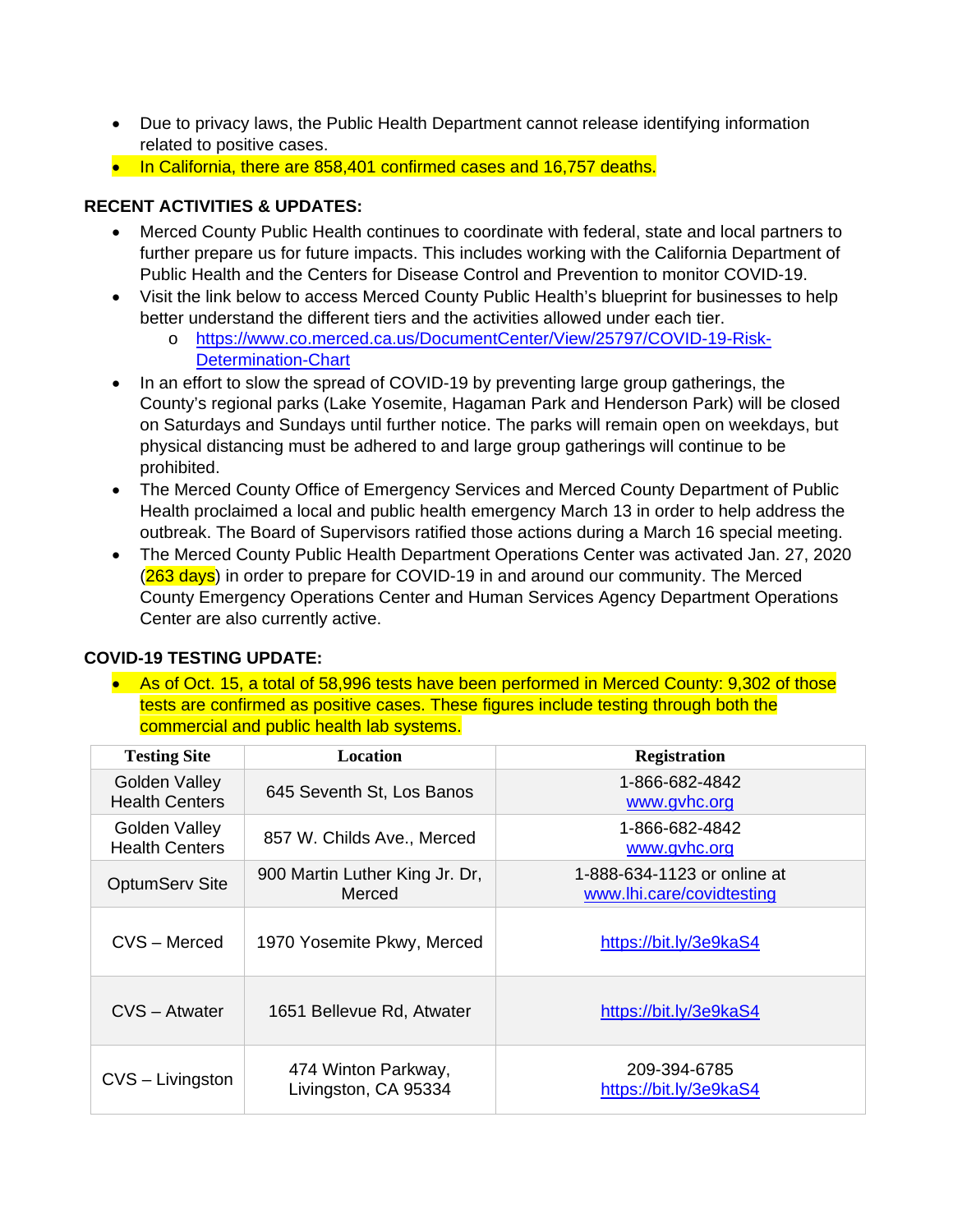- Due to privacy laws, the Public Health Department cannot release identifying information related to positive cases.
- In California, there are 858,401 confirmed cases and 16,757 deaths.

**RECENT ACTIVITIES & UPDATES:**

- Merced County Public Health continues to coordinate with federal, state and local partners to further prepare us for future impacts. This includes working with the California Department of Public Health and the Centers for Disease Control and Prevention to monitor COVID-19.
- Visit the link below to access Merced County Public Health's blueprint for businesses to help better understand the different tiers and the activities allowed under each tier.
  - https://www.co.merced.ca.us/DocumentCenter/View/25797/COVID-19-Risk-Determination-Chart
- In an effort to slow the spread of COVID-19 by preventing large group gatherings, the County's regional parks (Lake Yosemite, Hagaman Park and Henderson Park) will be closed on Saturdays and Sundays until further notice. The parks will remain open on weekdays, but physical distancing must be adhered to and large group gatherings will continue to be prohibited.
- The Merced County Office of Emergency Services and Merced County Department of Public Health proclaimed a local and public health emergency March 13 in order to help address the outbreak. The Board of Supervisors ratified those actions during a March 16 special meeting.
- The Merced County Public Health Department Operations Center was activated Jan. 27, 2020 (263 days) in order to prepare for COVID-19 in and around our community. The Merced County Emergency Operations Center and Human Services Agency Department Operations Center are also currently active.

**COVID-19 TESTING UPDATE:**

- As of Oct. 15, a total of 58,996 tests have been performed in Merced County: 9,302 of those tests are confirmed as positive cases. These figures include testing through both the commercial and public health lab systems.

| Testing Site | Location | Registration |
|---|---|---|
| Golden Valley Health Centers | 645 Seventh St, Los Banos | 1-866-682-4842 www.gvhc.org |
| Golden Valley Health Centers | 857 W. Childs Ave., Merced | 1-866-682-4842 www.gvhc.org |
| OptumServ Site | 900 Martin Luther King Jr. Dr, Merced | 1-888-634-1123 or online at www.lhi.care/covidtesting |
| CVS – Merced | 1970 Yosemite Pkwy, Merced | https://bit.ly/3e9kaS4 |
| CVS – Atwater | 1651 Bellevue Rd, Atwater | https://bit.ly/3e9kaS4 |
| CVS – Livingston | 474 Winton Parkway, Livingston, CA 95334 | 209-394-6785 https://bit.ly/3e9kaS4 |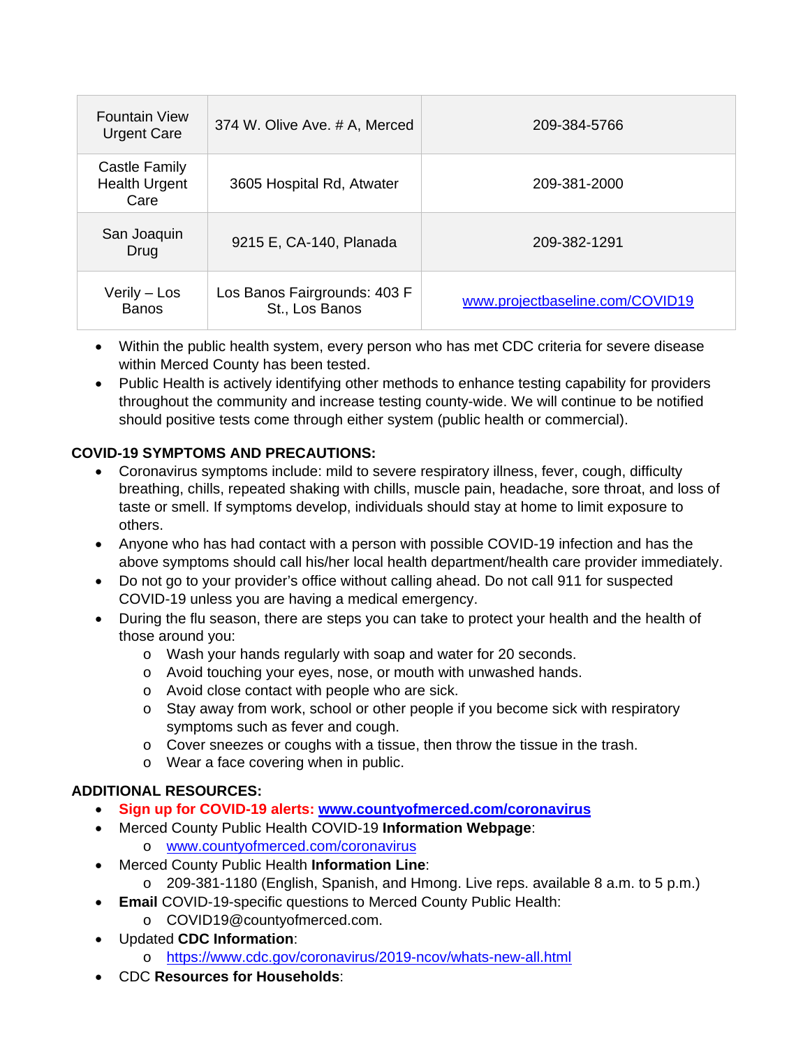| Fountain View Urgent Care | 374 W. Olive Ave. # A, Merced | 209-384-5766 |
|---|---|---|
| Castle Family Health Urgent Care | 3605 Hospital Rd, Atwater | 209-381-2000 |
| San Joaquin Drug | 9215 E, CA-140, Planada | 209-382-1291 |
| Verily – Los Banos | Los Banos Fairgrounds: 403 F St., Los Banos | www.projectbaseline.com/COVID19 |

- Within the public health system, every person who has met CDC criteria for severe disease within Merced County has been tested.
- Public Health is actively identifying other methods to enhance testing capability for providers throughout the community and increase testing county-wide. We will continue to be notified should positive tests come through either system (public health or commercial).

**COVID-19 SYMPTOMS AND PRECAUTIONS:**

- Coronavirus symptoms include: mild to severe respiratory illness, fever, cough, difficulty breathing, chills, repeated shaking with chills, muscle pain, headache, sore throat, and loss of taste or smell. If symptoms develop, individuals should stay at home to limit exposure to others.
- Anyone who has had contact with a person with possible COVID-19 infection and has the above symptoms should call his/her local health department/health care provider immediately.
- Do not go to your provider's office without calling ahead. Do not call 911 for suspected COVID-19 unless you are having a medical emergency.
- During the flu season, there are steps you can take to protect your health and the health of those around you:
  - Wash your hands regularly with soap and water for 20 seconds.
  - Avoid touching your eyes, nose, or mouth with unwashed hands.
  - Avoid close contact with people who are sick.
  - Stay away from work, school or other people if you become sick with respiratory symptoms such as fever and cough.
  - Cover sneezes or coughs with a tissue, then throw the tissue in the trash.
  - Wear a face covering when in public.

**ADDITIONAL RESOURCES:**

- **Sign up for COVID-19 alerts: www.countyofmerced.com/coronavirus**
- Merced County Public Health COVID-19 **Information Webpage**:
  - www.countyofmerced.com/coronavirus
- Merced County Public Health **Information Line**:
  - 209-381-1180 (English, Spanish, and Hmong. Live reps. available 8 a.m. to 5 p.m.)
- **Email** COVID-19-specific questions to Merced County Public Health:
  - COVID19@countyofmerced.com.
- Updated **CDC Information**:
  - https://www.cdc.gov/coronavirus/2019-ncov/whats-new-all.html
- CDC **Resources for Households**: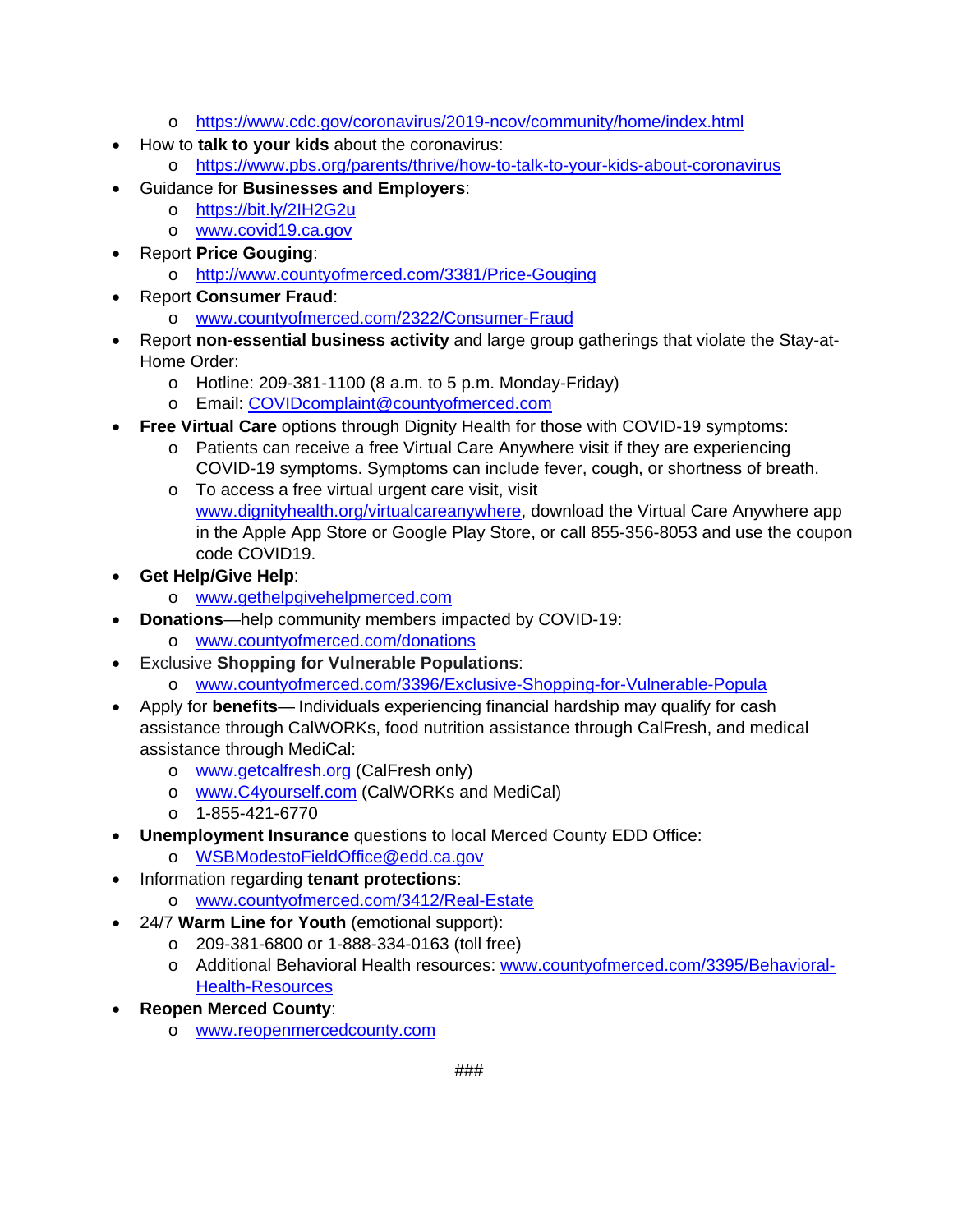- https://www.cdc.gov/coronavirus/2019-ncov/community/home/index.html
- How to **talk to your kids** about the coronavirus:
  - https://www.pbs.org/parents/thrive/how-to-talk-to-your-kids-about-coronavirus
- Guidance for **Businesses and Employers**:
  - https://bit.ly/2IH2G2u
  - www.covid19.ca.gov
- Report **Price Gouging**:
  - http://www.countyofmerced.com/3381/Price-Gouging
- Report **Consumer Fraud**:
  - www.countyofmerced.com/2322/Consumer-Fraud
- Report **non-essential business activity** and large group gatherings that violate the Stay-at-Home Order:
  - Hotline: 209-381-1100 (8 a.m. to 5 p.m. Monday-Friday)
  - Email: COVIDcomplaint@countyofmerced.com
- **Free Virtual Care** options through Dignity Health for those with COVID-19 symptoms:
  - Patients can receive a free Virtual Care Anywhere visit if they are experiencing COVID-19 symptoms. Symptoms can include fever, cough, or shortness of breath.
  - To access a free virtual urgent care visit, visit www.dignityhealth.org/virtualcareanywhere, download the Virtual Care Anywhere app in the Apple App Store or Google Play Store, or call 855-356-8053 and use the coupon code COVID19.
- **Get Help/Give Help**:
  - www.gethelpgivehelpmerced.com
- **Donations**—help community members impacted by COVID-19:
  - www.countyofmerced.com/donations
- Exclusive **Shopping for Vulnerable Populations**:
  - www.countyofmerced.com/3396/Exclusive-Shopping-for-Vulnerable-Popula
- Apply for **benefits**— Individuals experiencing financial hardship may qualify for cash assistance through CalWORKs, food nutrition assistance through CalFresh, and medical assistance through MediCal:
  - www.getcalfresh.org (CalFresh only)
  - www.C4yourself.com (CalWORKs and MediCal)
  - 1-855-421-6770
- **Unemployment Insurance** questions to local Merced County EDD Office:
  - WSBModestoFieldOffice@edd.ca.gov
- Information regarding **tenant protections**:
  - www.countyofmerced.com/3412/Real-Estate
- 24/7 **Warm Line for Youth** (emotional support):
  - 209-381-6800 or 1-888-334-0163 (toll free)
  - Additional Behavioral Health resources: www.countyofmerced.com/3395/Behavioral-Health-Resources
- **Reopen Merced County**:
  - www.reopenmercedcounty.com

###